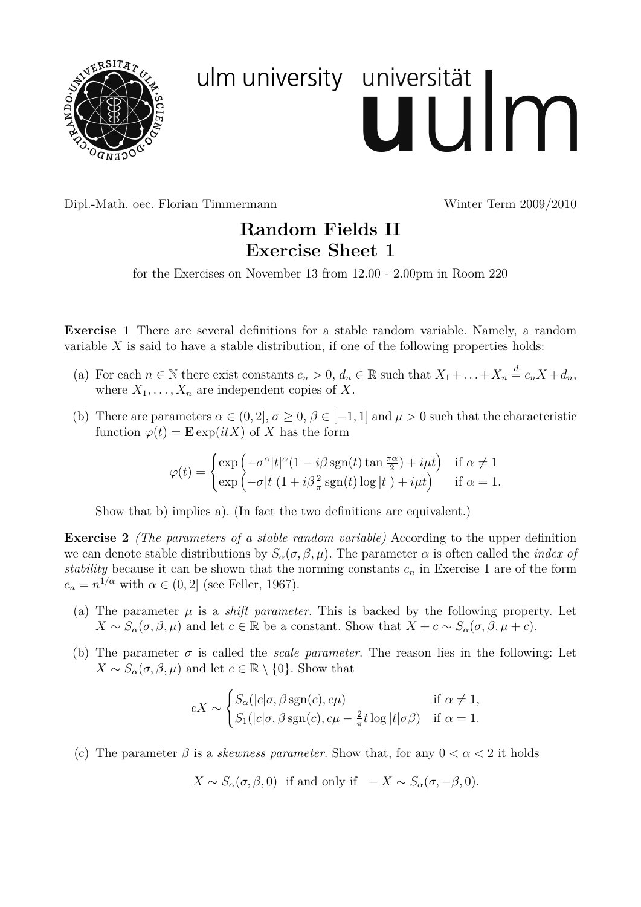Dipl.-Math. oec. Florian Timmermann Winter Term 2009/2010

# Random Fields II
# Exercise Sheet 1

for the Exercises on November 13 from 12.00 - 2.00pm in Room 220

**Exercise 1** There are several definitions for a stable random variable. Namely, a random variable $X$ is said to have a stable distribution, if one of the following properties holds:

(a) For each $n \in \mathbb{N}$ there exist constants $c_n > 0$, $d_n \in \mathbb{R}$ such that $X_1 + \ldots + X_n \stackrel{d}{=} c_n X + d_n$, where $X_1, \ldots, X_n$ are independent copies of $X$.

(b) There are parameters $\alpha \in (0, 2]$, $\sigma \geq 0$, $\beta \in [-1, 1]$ and $\mu > 0$ such that the characteristic function $\varphi(t) = \mathbf{E} \exp(itX)$ of $X$ has the form

$$\varphi(t) = \begin{cases} \exp\left(-\sigma^\alpha |t|^\alpha (1 - i\beta \operatorname{sgn}(t) \tan \frac{\pi\alpha}{2}) + i\mu t\right) & \text{if } \alpha \neq 1 \\ \exp\left(-\sigma |t| (1 + i\beta \frac{2}{\pi} \operatorname{sgn}(t) \log |t|) + i\mu t\right) & \text{if } \alpha = 1. \end{cases}$$

Show that b) implies a). (In fact the two definitions are equivalent.)

**Exercise 2** *(The parameters of a stable random variable)* According to the upper definition we can denote stable distributions by $S_\alpha(\sigma, \beta, \mu)$. The parameter $\alpha$ is often called the *index of stability* because it can be shown that the norming constants $c_n$ in Exercise 1 are of the form $c_n = n^{1/\alpha}$ with $\alpha \in (0, 2]$ (see Feller, 1967).

(a) The parameter $\mu$ is a *shift parameter*. This is backed by the following property. Let $X \sim S_\alpha(\sigma, \beta, \mu)$ and let $c \in \mathbb{R}$ be a constant. Show that $X + c \sim S_\alpha(\sigma, \beta, \mu + c)$.

(b) The parameter $\sigma$ is called the *scale parameter*. The reason lies in the following: Let $X \sim S_\alpha(\sigma, \beta, \mu)$ and let $c \in \mathbb{R} \setminus \{0\}$. Show that

$$cX \sim \begin{cases} S_\alpha(|c|\sigma, \beta \operatorname{sgn}(c), c\mu) & \text{if } \alpha \neq 1, \\ S_1(|c|\sigma, \beta \operatorname{sgn}(c), c\mu - \frac{2}{\pi} t \log |t| \sigma\beta) & \text{if } \alpha = 1. \end{cases}$$

(c) The parameter $\beta$ is a *skewness parameter*. Show that, for any $0 < \alpha < 2$ it holds

$$X \sim S_\alpha(\sigma, \beta, 0) \text{ if and only if } -X \sim S_\alpha(\sigma, -\beta, 0).$$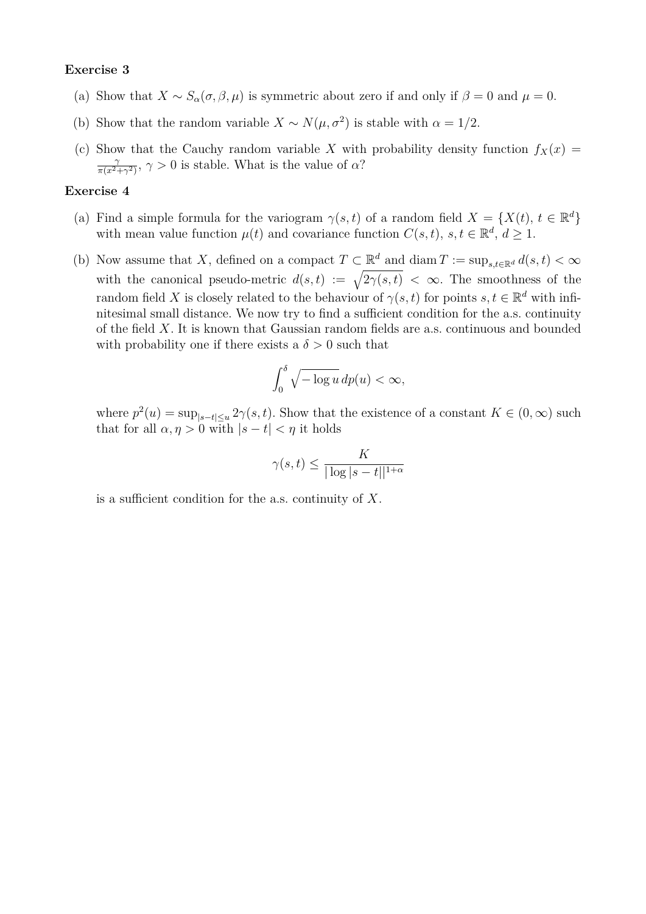**Exercise 3**

(a) Show that $X \sim S_\alpha(\sigma, \beta, \mu)$ is symmetric about zero if and only if $\beta = 0$ and $\mu = 0$.

(b) Show that the random variable $X \sim N(\mu, \sigma^2)$ is stable with $\alpha = 1/2$.

(c) Show that the Cauchy random variable $X$ with probability density function $f_X(x) = \frac{\gamma}{\pi(x^2+\gamma^2)}$, $\gamma > 0$ is stable. What is the value of $\alpha$?

**Exercise 4**

(a) Find a simple formula for the variogram $\gamma(s,t)$ of a random field $X = \{X(t),\, t \in \mathbb{R}^d\}$ with mean value function $\mu(t)$ and covariance function $C(s,t)$, $s,t \in \mathbb{R}^d$, $d \geq 1$.

(b) Now assume that $X$, defined on a compact $T \subset \mathbb{R}^d$ and $\operatorname{diam} T := \sup_{s,t \in \mathbb{R}^d} d(s,t) < \infty$ with the canonical pseudo-metric $d(s,t) := \sqrt{2\gamma(s,t)} < \infty$. The smoothness of the random field $X$ is closely related to the behaviour of $\gamma(s,t)$ for points $s,t \in \mathbb{R}^d$ with infinitesimal small distance. We now try to find a sufficient condition for the a.s. continuity of the field $X$. It is known that Gaussian random fields are a.s. continuous and bounded with probability one if there exists a $\delta > 0$ such that

$$\int_0^\delta \sqrt{-\log u}\, dp(u) < \infty,$$

where $p^2(u) = \sup_{|s-t| \leq u} 2\gamma(s,t)$. Show that the existence of a constant $K \in (0,\infty)$ such that for all $\alpha, \eta > 0$ with $|s-t| < \eta$ it holds

$$\gamma(s,t) \leq \frac{K}{|\log|s-t||^{1+\alpha}}$$

is a sufficient condition for the a.s. continuity of $X$.